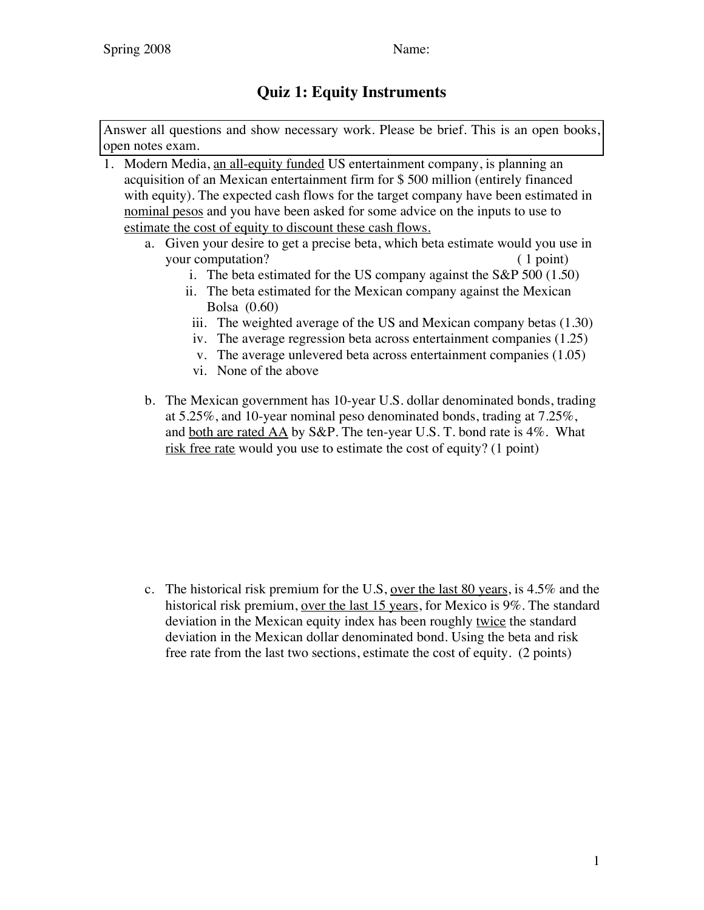Spring 2008 Name:

# Quiz 1: Equity Instruments

Answer all questions and show necessary work. Please be brief. This is an open books, open notes exam.

1. Modern Media, <u>an all-equity funded</u> US entertainment company, is planning an acquisition of an Mexican entertainment firm for $ 500 million (entirely financed with equity). The expected cash flows for the target company have been estimated in <u>nominal pesos</u> and you have been asked for some advice on the inputs to use to <u>estimate the cost of equity to discount these cash flows.</u>
   a. Given your desire to get a precise beta, which beta estimate would you use in your computation? ( 1 point)
      i. The beta estimated for the US company against the S&P 500 (1.50)
      ii. The beta estimated for the Mexican company against the Mexican Bolsa (0.60)
      iii. The weighted average of the US and Mexican company betas (1.30)
      iv. The average regression beta across entertainment companies (1.25)
      v. The average unlevered beta across entertainment companies (1.05)
      vi. None of the above

   b. The Mexican government has 10-year U.S. dollar denominated bonds, trading at 5.25%, and 10-year nominal peso denominated bonds, trading at 7.25%, and <u>both are rated AA</u> by S&P. The ten-year U.S. T. bond rate is 4%. What <u>risk free rate</u> would you use to estimate the cost of equity? (1 point)

   c. The historical risk premium for the U.S, <u>over the last 80 years</u>, is 4.5% and the historical risk premium, <u>over the last 15 years</u>, for Mexico is 9%. The standard deviation in the Mexican equity index has been roughly <u>twice</u> the standard deviation in the Mexican dollar denominated bond. Using the beta and risk free rate from the last two sections, estimate the cost of equity. (2 points)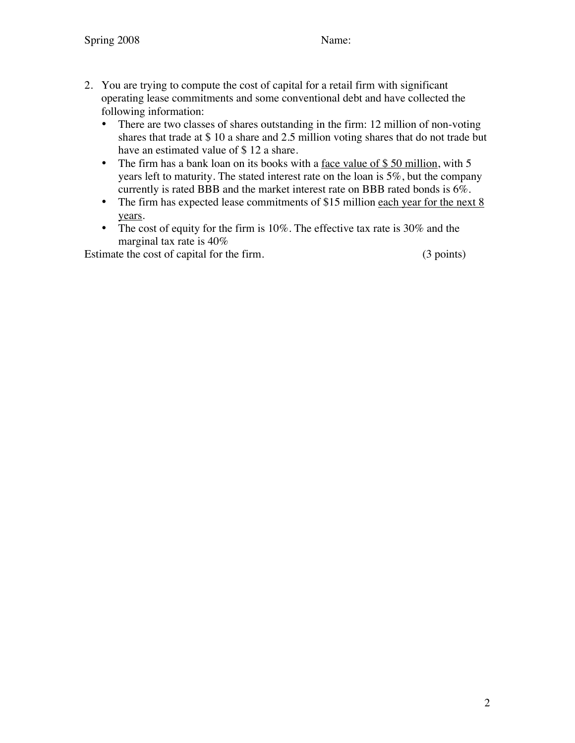2. You are trying to compute the cost of capital for a retail firm with significant operating lease commitments and some conventional debt and have collected the following information:
   - There are two classes of shares outstanding in the firm: 12 million of non-voting shares that trade at \$ 10 a share and 2.5 million voting shares that do not trade but have an estimated value of \$ 12 a share.
   - The firm has a bank loan on its books with a <u>face value of \$ 50 million</u>, with 5 years left to maturity. The stated interest rate on the loan is 5%, but the company currently is rated BBB and the market interest rate on BBB rated bonds is 6%.
   - The firm has expected lease commitments of \$15 million <u>each year for the next 8 years</u>.
   - The cost of equity for the firm is 10%. The effective tax rate is 30% and the marginal tax rate is 40%

Estimate the cost of capital for the firm. (3 points)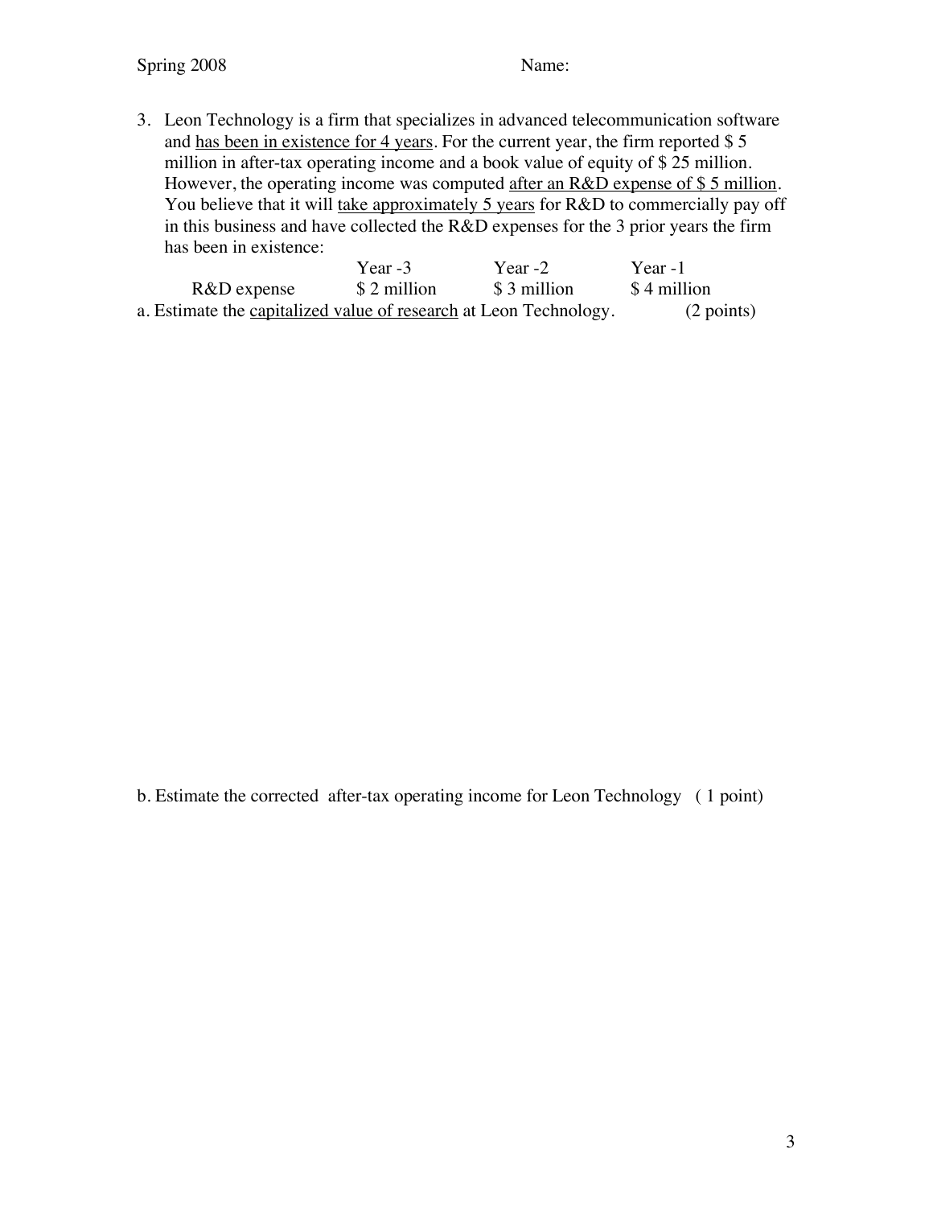3. Leon Technology is a firm that specializes in advanced telecommunication software and <u>has been in existence for 4 years</u>. For the current year, the firm reported $ 5 million in after-tax operating income and a book value of equity of $ 25 million. However, the operating income was computed <u>after an R&D expense of $ 5 million</u>. You believe that it will <u>take approximately 5 years</u> for R&D to commercially pay off in this business and have collected the R&D expenses for the 3 prior years the firm has been in existence:

| | Year -3 | Year -2 | Year -1 |
|---|---|---|---|
| R&D expense | $ 2 million | $ 3 million | $ 4 million |

a. Estimate the <u>capitalized value of research</u> at Leon Technology. (2 points)

b. Estimate the corrected after-tax operating income for Leon Technology ( 1 point)